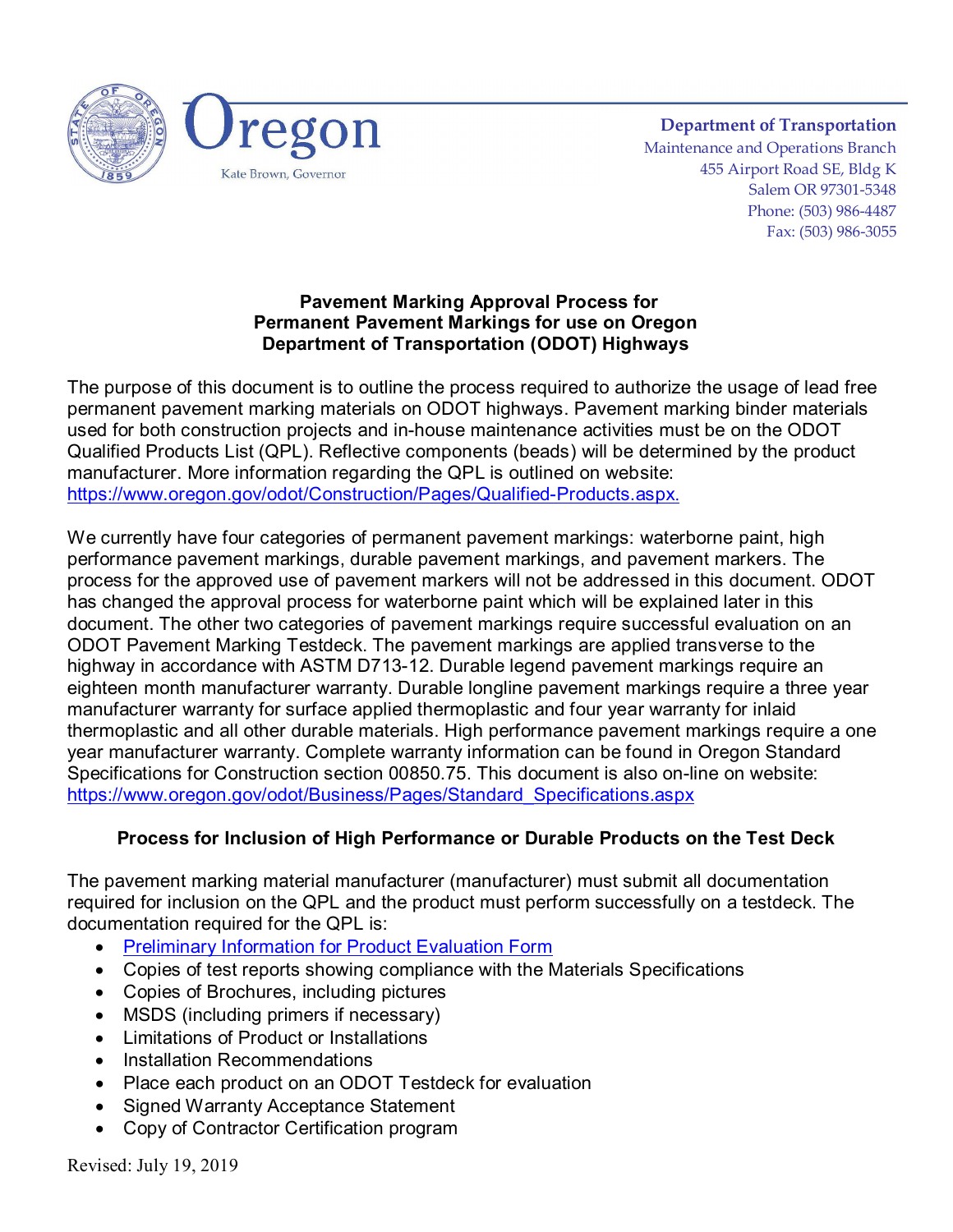Oregon

Kate Brown, Governor

**Department of Transportation**
Maintenance and Operations Branch
455 Airport Road SE, Bldg K
Salem OR 97301-5348
Phone: (503) 986-4487
Fax: (503) 986-3055

# Pavement Marking Approval Process for Permanent Pavement Markings for use on Oregon Department of Transportation (ODOT) Highways

The purpose of this document is to outline the process required to authorize the usage of lead free permanent pavement marking materials on ODOT highways. Pavement marking binder materials used for both construction projects and in-house maintenance activities must be on the ODOT Qualified Products List (QPL). Reflective components (beads) will be determined by the product manufacturer. More information regarding the QPL is outlined on website: [https://www.oregon.gov/odot/Construction/Pages/Qualified-Products.aspx.](https://www.oregon.gov/odot/Construction/Pages/Qualified-Products.aspx)

We currently have four categories of permanent pavement markings: waterborne paint, high performance pavement markings, durable pavement markings, and pavement markers. The process for the approved use of pavement markers will not be addressed in this document. ODOT has changed the approval process for waterborne paint which will be explained later in this document. The other two categories of pavement markings require successful evaluation on an ODOT Pavement Marking Testdeck. The pavement markings are applied transverse to the highway in accordance with ASTM D713-12. Durable legend pavement markings require an eighteen month manufacturer warranty. Durable longline pavement markings require a three year manufacturer warranty for surface applied thermoplastic and four year warranty for inlaid thermoplastic and all other durable materials. High performance pavement markings require a one year manufacturer warranty. Complete warranty information can be found in Oregon Standard Specifications for Construction section 00850.75. This document is also on-line on website: [https://www.oregon.gov/odot/Business/Pages/Standard_Specifications.aspx](https://www.oregon.gov/odot/Business/Pages/Standard_Specifications.aspx)

## Process for Inclusion of High Performance or Durable Products on the Test Deck

The pavement marking material manufacturer (manufacturer) must submit all documentation required for inclusion on the QPL and the product must perform successfully on a testdeck. The documentation required for the QPL is:

- Preliminary Information for Product Evaluation Form
- Copies of test reports showing compliance with the Materials Specifications
- Copies of Brochures, including pictures
- MSDS (including primers if necessary)
- Limitations of Product or Installations
- Installation Recommendations
- Place each product on an ODOT Testdeck for evaluation
- Signed Warranty Acceptance Statement
- Copy of Contractor Certification program

Revised: July 19, 2019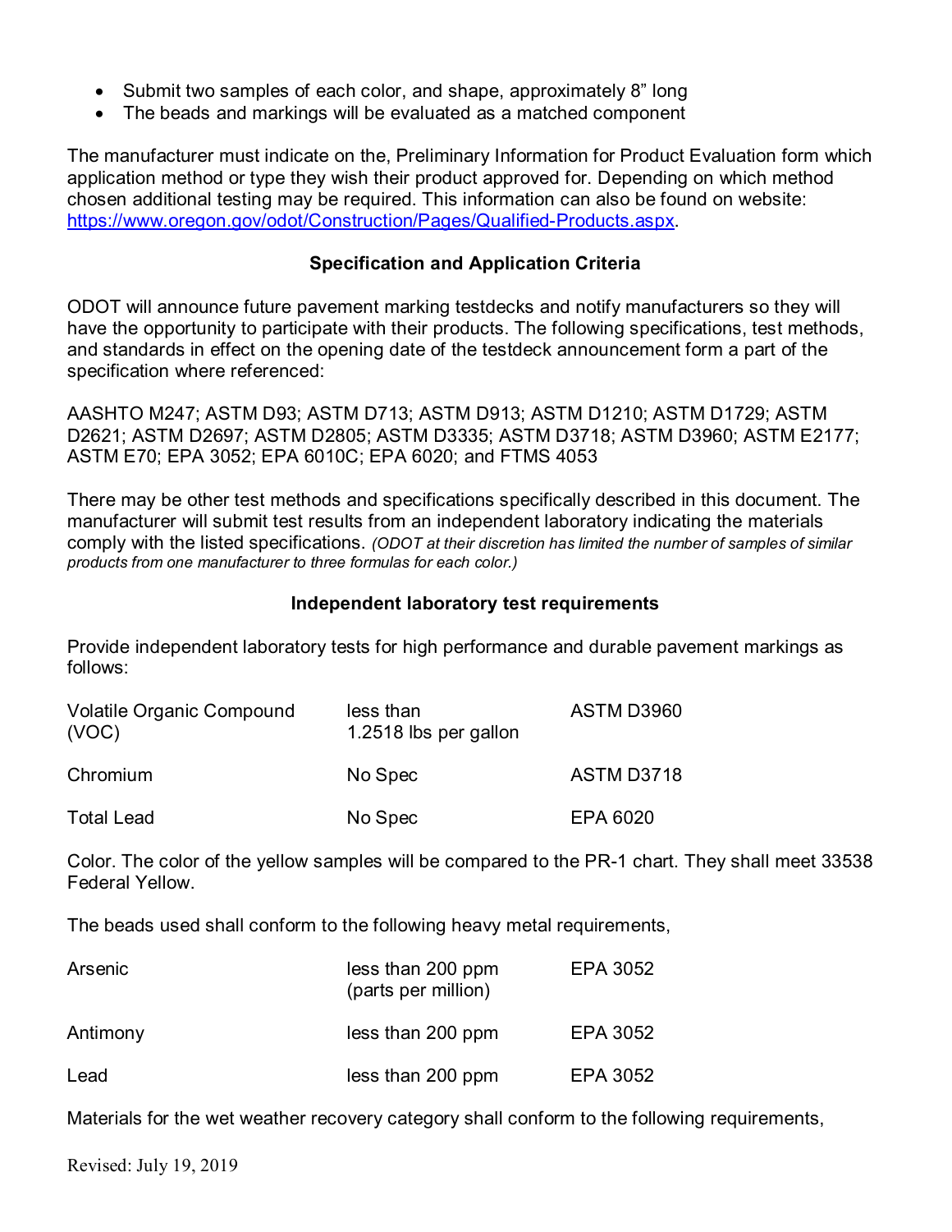- Submit two samples of each color, and shape, approximately 8" long
- The beads and markings will be evaluated as a matched component

The manufacturer must indicate on the, Preliminary Information for Product Evaluation form which application method or type they wish their product approved for. Depending on which method chosen additional testing may be required. This information can also be found on website: [https://www.oregon.gov/odot/Construction/Pages/Qualified-Products.aspx](https://www.oregon.gov/odot/Construction/Pages/Qualified-Products.aspx).

### Specification and Application Criteria

ODOT will announce future pavement marking testdecks and notify manufacturers so they will have the opportunity to participate with their products. The following specifications, test methods, and standards in effect on the opening date of the testdeck announcement form a part of the specification where referenced:

AASHTO M247; ASTM D93; ASTM D713; ASTM D913; ASTM D1210; ASTM D1729; ASTM D2621; ASTM D2697; ASTM D2805; ASTM D3335; ASTM D3718; ASTM D3960; ASTM E2177; ASTM E70; EPA 3052; EPA 6010C; EPA 6020; and FTMS 4053

There may be other test methods and specifications specifically described in this document. The manufacturer will submit test results from an independent laboratory indicating the materials comply with the listed specifications. *(ODOT at their discretion has limited the number of samples of similar products from one manufacturer to three formulas for each color.)*

### Independent laboratory test requirements

Provide independent laboratory tests for high performance and durable pavement markings as follows:

| | | |
|---|---|---|
| Volatile Organic Compound (VOC) | less than 1.2518 lbs per gallon | ASTM D3960 |
| Chromium | No Spec | ASTM D3718 |
| Total Lead | No Spec | EPA 6020 |

Color. The color of the yellow samples will be compared to the PR-1 chart. They shall meet 33538 Federal Yellow.

The beads used shall conform to the following heavy metal requirements,

| | | |
|---|---|---|
| Arsenic | less than 200 ppm (parts per million) | EPA 3052 |
| Antimony | less than 200 ppm | EPA 3052 |
| Lead | less than 200 ppm | EPA 3052 |

Materials for the wet weather recovery category shall conform to the following requirements,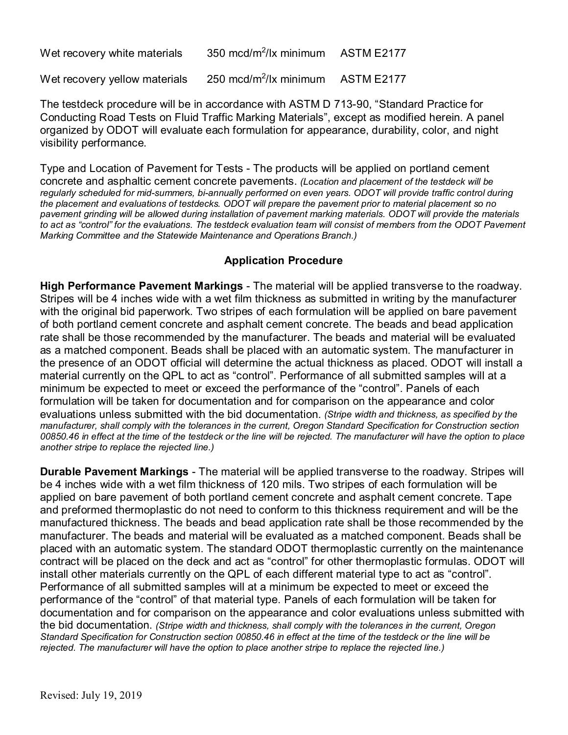| | | |
|---|---|---|
| Wet recovery white materials | 350 mcd/m$^2$/lx minimum | ASTM E2177 |
| Wet recovery yellow materials | 250 mcd/m$^2$/lx minimum | ASTM E2177 |

The testdeck procedure will be in accordance with ASTM D 713-90, "Standard Practice for Conducting Road Tests on Fluid Traffic Marking Materials", except as modified herein. A panel organized by ODOT will evaluate each formulation for appearance, durability, color, and night visibility performance.

Type and Location of Pavement for Tests - The products will be applied on portland cement concrete and asphaltic cement concrete pavements. *(Location and placement of the testdeck will be regularly scheduled for mid-summers, bi-annually performed on even years. ODOT will provide traffic control during the placement and evaluations of testdecks. ODOT will prepare the pavement prior to material placement so no pavement grinding will be allowed during installation of pavement marking materials. ODOT will provide the materials to act as "control" for the evaluations. The testdeck evaluation team will consist of members from the ODOT Pavement Marking Committee and the Statewide Maintenance and Operations Branch.)*

## Application Procedure

**High Performance Pavement Markings** - The material will be applied transverse to the roadway. Stripes will be 4 inches wide with a wet film thickness as submitted in writing by the manufacturer with the original bid paperwork. Two stripes of each formulation will be applied on bare pavement of both portland cement concrete and asphalt cement concrete. The beads and bead application rate shall be those recommended by the manufacturer. The beads and material will be evaluated as a matched component. Beads shall be placed with an automatic system. The manufacturer in the presence of an ODOT official will determine the actual thickness as placed. ODOT will install a material currently on the QPL to act as "control". Performance of all submitted samples will at a minimum be expected to meet or exceed the performance of the "control". Panels of each formulation will be taken for documentation and for comparison on the appearance and color evaluations unless submitted with the bid documentation. *(Stripe width and thickness, as specified by the manufacturer, shall comply with the tolerances in the current, Oregon Standard Specification for Construction section 00850.46 in effect at the time of the testdeck or the line will be rejected. The manufacturer will have the option to place another stripe to replace the rejected line.)*

**Durable Pavement Markings** - The material will be applied transverse to the roadway. Stripes will be 4 inches wide with a wet film thickness of 120 mils. Two stripes of each formulation will be applied on bare pavement of both portland cement concrete and asphalt cement concrete. Tape and preformed thermoplastic do not need to conform to this thickness requirement and will be the manufactured thickness. The beads and bead application rate shall be those recommended by the manufacturer. The beads and material will be evaluated as a matched component. Beads shall be placed with an automatic system. The standard ODOT thermoplastic currently on the maintenance contract will be placed on the deck and act as "control" for other thermoplastic formulas. ODOT will install other materials currently on the QPL of each different material type to act as "control". Performance of all submitted samples will at a minimum be expected to meet or exceed the performance of the "control" of that material type. Panels of each formulation will be taken for documentation and for comparison on the appearance and color evaluations unless submitted with the bid documentation. *(Stripe width and thickness, shall comply with the tolerances in the current, Oregon Standard Specification for Construction section 00850.46 in effect at the time of the testdeck or the line will be rejected. The manufacturer will have the option to place another stripe to replace the rejected line.)*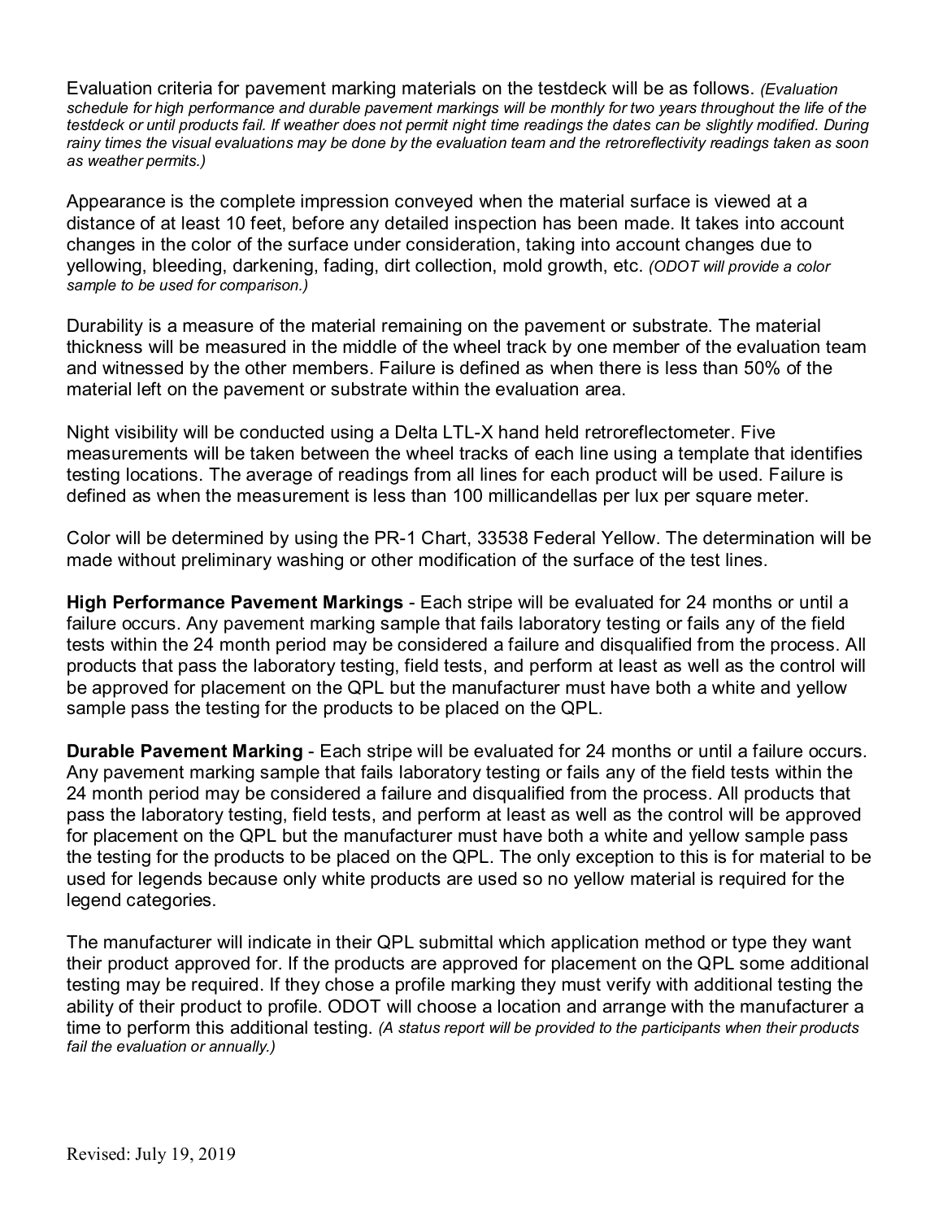Evaluation criteria for pavement marking materials on the testdeck will be as follows. *(Evaluation schedule for high performance and durable pavement markings will be monthly for two years throughout the life of the testdeck or until products fail. If weather does not permit night time readings the dates can be slightly modified. During rainy times the visual evaluations may be done by the evaluation team and the retroreflectivity readings taken as soon as weather permits.)*

Appearance is the complete impression conveyed when the material surface is viewed at a distance of at least 10 feet, before any detailed inspection has been made. It takes into account changes in the color of the surface under consideration, taking into account changes due to yellowing, bleeding, darkening, fading, dirt collection, mold growth, etc. *(ODOT will provide a color sample to be used for comparison.)*

Durability is a measure of the material remaining on the pavement or substrate. The material thickness will be measured in the middle of the wheel track by one member of the evaluation team and witnessed by the other members. Failure is defined as when there is less than 50% of the material left on the pavement or substrate within the evaluation area.

Night visibility will be conducted using a Delta LTL-X hand held retroreflectometer. Five measurements will be taken between the wheel tracks of each line using a template that identifies testing locations. The average of readings from all lines for each product will be used. Failure is defined as when the measurement is less than 100 millicandellas per lux per square meter.

Color will be determined by using the PR-1 Chart, 33538 Federal Yellow. The determination will be made without preliminary washing or other modification of the surface of the test lines.

**High Performance Pavement Markings** - Each stripe will be evaluated for 24 months or until a failure occurs. Any pavement marking sample that fails laboratory testing or fails any of the field tests within the 24 month period may be considered a failure and disqualified from the process. All products that pass the laboratory testing, field tests, and perform at least as well as the control will be approved for placement on the QPL but the manufacturer must have both a white and yellow sample pass the testing for the products to be placed on the QPL.

**Durable Pavement Marking** - Each stripe will be evaluated for 24 months or until a failure occurs. Any pavement marking sample that fails laboratory testing or fails any of the field tests within the 24 month period may be considered a failure and disqualified from the process. All products that pass the laboratory testing, field tests, and perform at least as well as the control will be approved for placement on the QPL but the manufacturer must have both a white and yellow sample pass the testing for the products to be placed on the QPL. The only exception to this is for material to be used for legends because only white products are used so no yellow material is required for the legend categories.

The manufacturer will indicate in their QPL submittal which application method or type they want their product approved for. If the products are approved for placement on the QPL some additional testing may be required. If they chose a profile marking they must verify with additional testing the ability of their product to profile. ODOT will choose a location and arrange with the manufacturer a time to perform this additional testing. *(A status report will be provided to the participants when their products fail the evaluation or annually.)*

Revised: July 19, 2019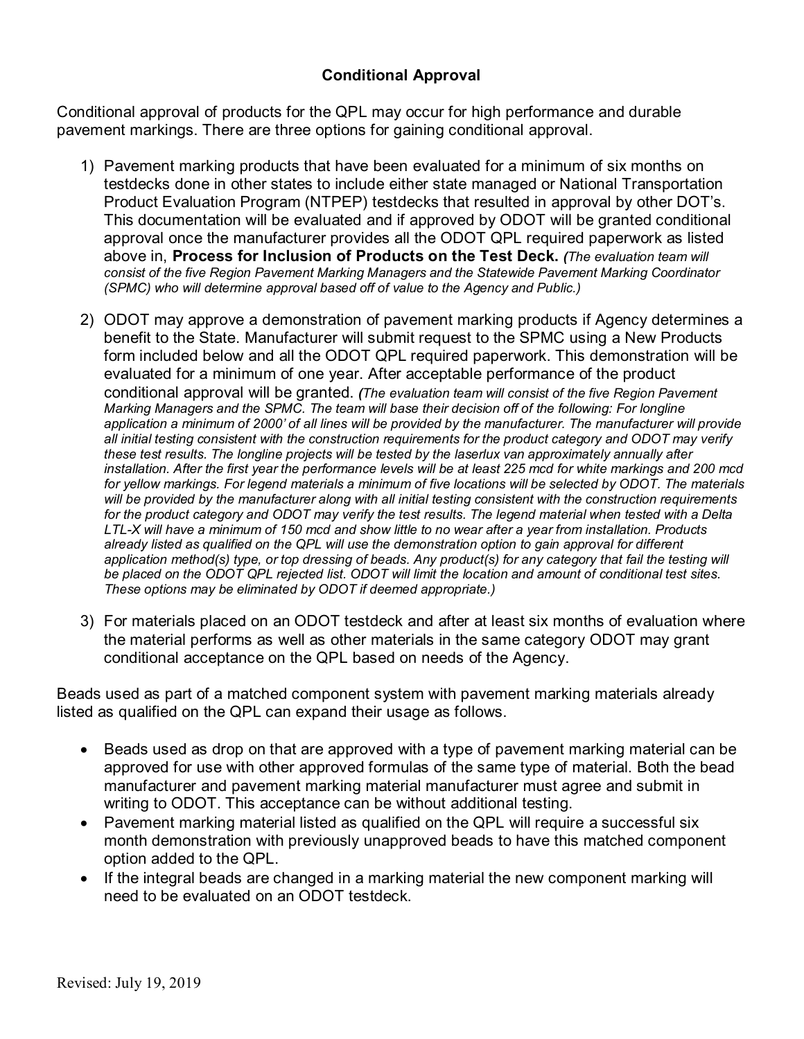## Conditional Approval

Conditional approval of products for the QPL may occur for high performance and durable pavement markings. There are three options for gaining conditional approval.

1) Pavement marking products that have been evaluated for a minimum of six months on testdecks done in other states to include either state managed or National Transportation Product Evaluation Program (NTPEP) testdecks that resulted in approval by other DOT's. This documentation will be evaluated and if approved by ODOT will be granted conditional approval once the manufacturer provides all the ODOT QPL required paperwork as listed above in, **Process for Inclusion of Products on the Test Deck.** *(The evaluation team will consist of the five Region Pavement Marking Managers and the Statewide Pavement Marking Coordinator (SPMC) who will determine approval based off of value to the Agency and Public.)*

2) ODOT may approve a demonstration of pavement marking products if Agency determines a benefit to the State. Manufacturer will submit request to the SPMC using a New Products form included below and all the ODOT QPL required paperwork. This demonstration will be evaluated for a minimum of one year. After acceptable performance of the product conditional approval will be granted. *(The evaluation team will consist of the five Region Pavement Marking Managers and the SPMC. The team will base their decision off of the following: For longline application a minimum of 2000' of all lines will be provided by the manufacturer. The manufacturer will provide all initial testing consistent with the construction requirements for the product category and ODOT may verify these test results. The longline projects will be tested by the laserlux van approximately annually after installation. After the first year the performance levels will be at least 225 mcd for white markings and 200 mcd for yellow markings. For legend materials a minimum of five locations will be selected by ODOT. The materials will be provided by the manufacturer along with all initial testing consistent with the construction requirements for the product category and ODOT may verify the test results. The legend material when tested with a Delta LTL-X will have a minimum of 150 mcd and show little to no wear after a year from installation. Products already listed as qualified on the QPL will use the demonstration option to gain approval for different application method(s) type, or top dressing of beads. Any product(s) for any category that fail the testing will be placed on the ODOT QPL rejected list. ODOT will limit the location and amount of conditional test sites. These options may be eliminated by ODOT if deemed appropriate.)*

3) For materials placed on an ODOT testdeck and after at least six months of evaluation where the material performs as well as other materials in the same category ODOT may grant conditional acceptance on the QPL based on needs of the Agency.

Beads used as part of a matched component system with pavement marking materials already listed as qualified on the QPL can expand their usage as follows.

- Beads used as drop on that are approved with a type of pavement marking material can be approved for use with other approved formulas of the same type of material. Both the bead manufacturer and pavement marking material manufacturer must agree and submit in writing to ODOT. This acceptance can be without additional testing.
- Pavement marking material listed as qualified on the QPL will require a successful six month demonstration with previously unapproved beads to have this matched component option added to the QPL.
- If the integral beads are changed in a marking material the new component marking will need to be evaluated on an ODOT testdeck.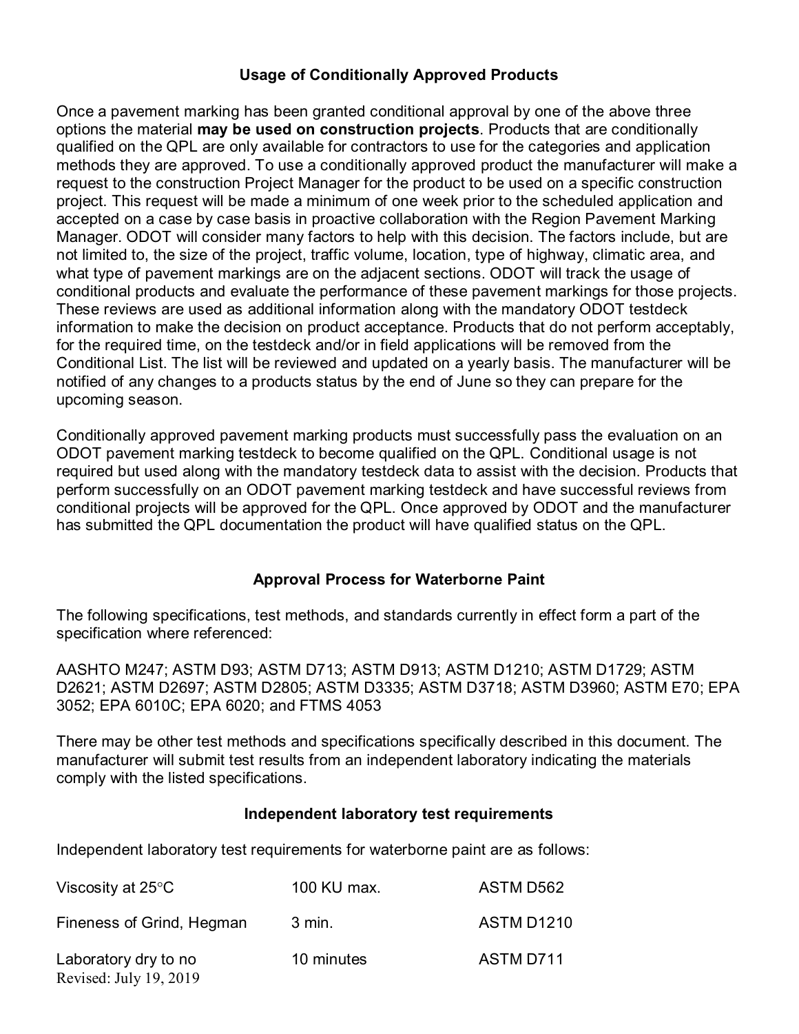### Usage of Conditionally Approved Products

Once a pavement marking has been granted conditional approval by one of the above three options the material **may be used on construction projects**. Products that are conditionally qualified on the QPL are only available for contractors to use for the categories and application methods they are approved. To use a conditionally approved product the manufacturer will make a request to the construction Project Manager for the product to be used on a specific construction project. This request will be made a minimum of one week prior to the scheduled application and accepted on a case by case basis in proactive collaboration with the Region Pavement Marking Manager. ODOT will consider many factors to help with this decision. The factors include, but are not limited to, the size of the project, traffic volume, location, type of highway, climatic area, and what type of pavement markings are on the adjacent sections. ODOT will track the usage of conditional products and evaluate the performance of these pavement markings for those projects. These reviews are used as additional information along with the mandatory ODOT testdeck information to make the decision on product acceptance. Products that do not perform acceptably, for the required time, on the testdeck and/or in field applications will be removed from the Conditional List. The list will be reviewed and updated on a yearly basis. The manufacturer will be notified of any changes to a products status by the end of June so they can prepare for the upcoming season.

Conditionally approved pavement marking products must successfully pass the evaluation on an ODOT pavement marking testdeck to become qualified on the QPL. Conditional usage is not required but used along with the mandatory testdeck data to assist with the decision. Products that perform successfully on an ODOT pavement marking testdeck and have successful reviews from conditional projects will be approved for the QPL. Once approved by ODOT and the manufacturer has submitted the QPL documentation the product will have qualified status on the QPL.

### Approval Process for Waterborne Paint

The following specifications, test methods, and standards currently in effect form a part of the specification where referenced:

AASHTO M247; ASTM D93; ASTM D713; ASTM D913; ASTM D1210; ASTM D1729; ASTM D2621; ASTM D2697; ASTM D2805; ASTM D3335; ASTM D3718; ASTM D3960; ASTM E70; EPA 3052; EPA 6010C; EPA 6020; and FTMS 4053

There may be other test methods and specifications specifically described in this document. The manufacturer will submit test results from an independent laboratory indicating the materials comply with the listed specifications.

### Independent laboratory test requirements

Independent laboratory test requirements for waterborne paint are as follows:

| | | |
|---|---|---|
| Viscosity at 25°C | 100 KU max. | ASTM D562 |
| Fineness of Grind, Hegman | 3 min. | ASTM D1210 |
| Laboratory dry to no | 10 minutes | ASTM D711 |

Revised: July 19, 2019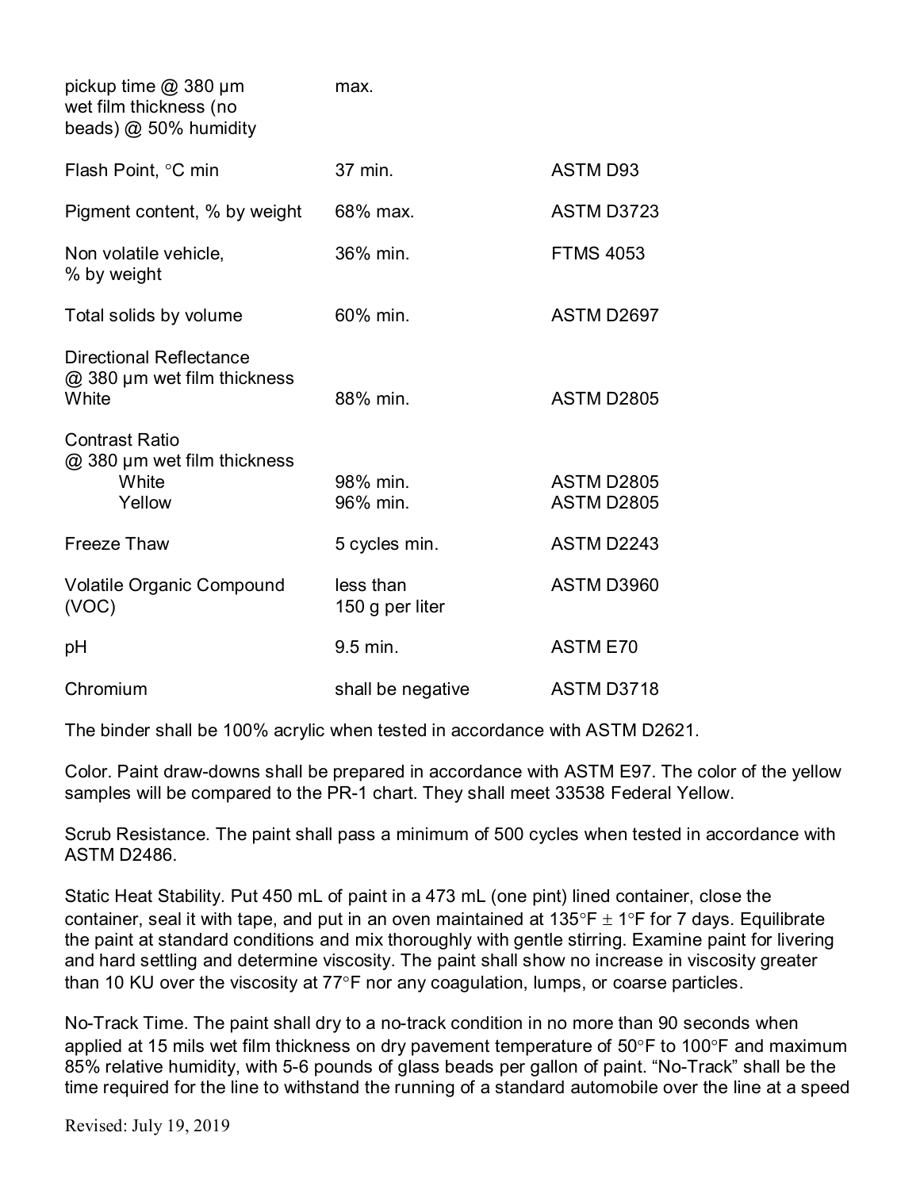| | | |
|---|---|---|
| pickup time @ 380 µm wet film thickness (no beads) @ 50% humidity | max. | |
| Flash Point, °C min | 37 min. | ASTM D93 |
| Pigment content, % by weight | 68% max. | ASTM D3723 |
| Non volatile vehicle, % by weight | 36% min. | FTMS 4053 |
| Total solids by volume | 60% min. | ASTM D2697 |
| Directional Reflectance @ 380 µm wet film thickness White | 88% min. | ASTM D2805 |
| Contrast Ratio @ 380 µm wet film thickness | | |
| White | 98% min. | ASTM D2805 |
| Yellow | 96% min. | ASTM D2805 |
| Freeze Thaw | 5 cycles min. | ASTM D2243 |
| Volatile Organic Compound (VOC) | less than 150 g per liter | ASTM D3960 |
| pH | 9.5 min. | ASTM E70 |
| Chromium | shall be negative | ASTM D3718 |

The binder shall be 100% acrylic when tested in accordance with ASTM D2621.

Color. Paint draw-downs shall be prepared in accordance with ASTM E97. The color of the yellow samples will be compared to the PR-1 chart. They shall meet 33538 Federal Yellow.

Scrub Resistance. The paint shall pass a minimum of 500 cycles when tested in accordance with ASTM D2486.

Static Heat Stability. Put 450 mL of paint in a 473 mL (one pint) lined container, close the container, seal it with tape, and put in an oven maintained at 135°F ± 1°F for 7 days. Equilibrate the paint at standard conditions and mix thoroughly with gentle stirring. Examine paint for livering and hard settling and determine viscosity. The paint shall show no increase in viscosity greater than 10 KU over the viscosity at 77°F nor any coagulation, lumps, or coarse particles.

No-Track Time. The paint shall dry to a no-track condition in no more than 90 seconds when applied at 15 mils wet film thickness on dry pavement temperature of 50°F to 100°F and maximum 85% relative humidity, with 5-6 pounds of glass beads per gallon of paint. "No-Track" shall be the time required for the line to withstand the running of a standard automobile over the line at a speed

Revised: July 19, 2019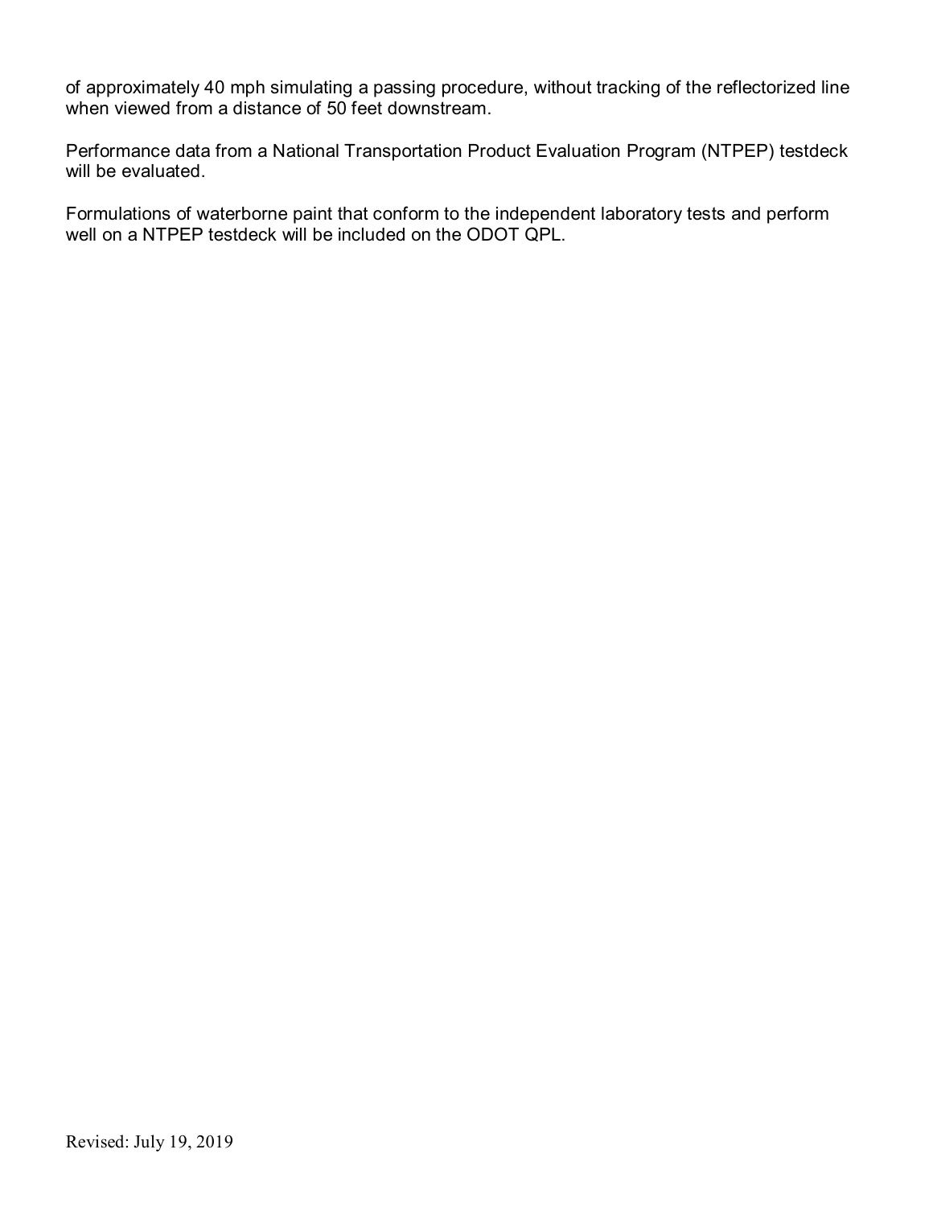of approximately 40 mph simulating a passing procedure, without tracking of the reflectorized line when viewed from a distance of 50 feet downstream.

Performance data from a National Transportation Product Evaluation Program (NTPEP) testdeck will be evaluated.

Formulations of waterborne paint that conform to the independent laboratory tests and perform well on a NTPEP testdeck will be included on the ODOT QPL.

Revised: July 19, 2019